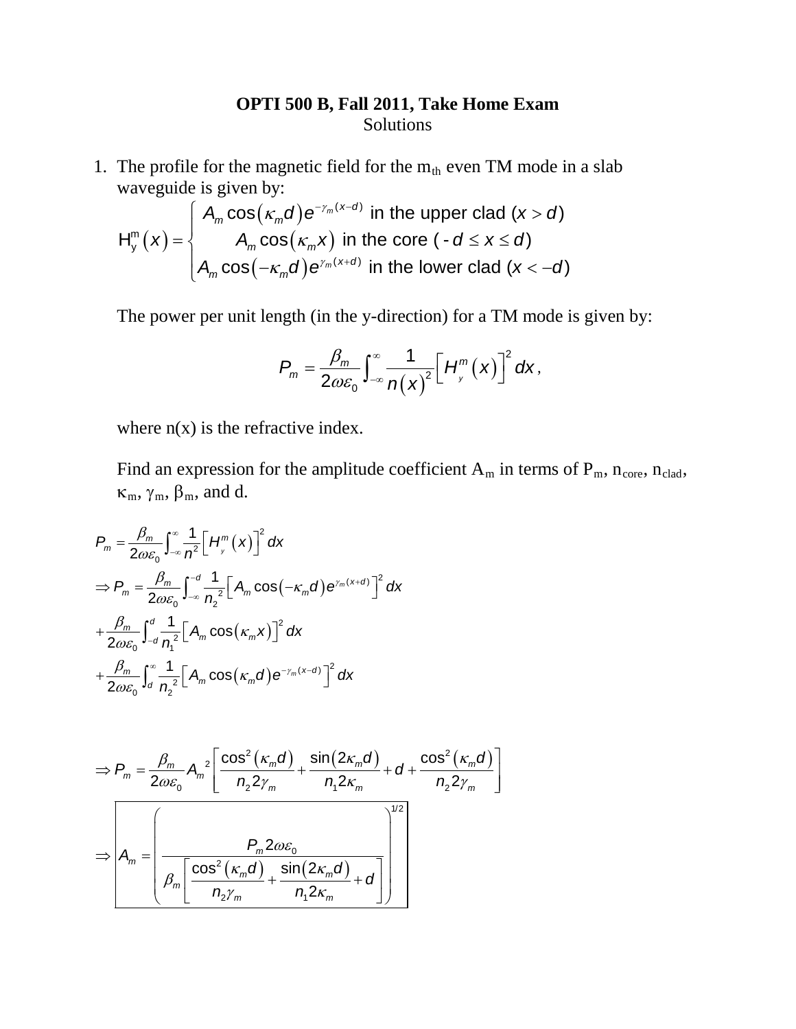# OPTI 500 B, Fall 2011, Take Home Exam

Solutions

1. The profile for the magnetic field for the $m_{th}$ even TM mode in a slab waveguide is given by:

$$
H_y^m(x) = \begin{cases} A_m \cos(\kappa_m d) e^{-\gamma_m (x-d)} \text{ in the upper clad } (x > d) \\ A_m \cos(\kappa_m x) \text{ in the core } (-d \le x \le d) \\ A_m \cos(-\kappa_m d) e^{\gamma_m (x+d)} \text{ in the lower clad } (x < -d) \end{cases}
$$

The power per unit length (in the y-direction) for a TM mode is given by:

$$
P_m = \frac{\beta_m}{2\omega\varepsilon_0} \int_{-\infty}^{\infty} \frac{1}{n(x)^2} \left[ H_y^m(x) \right]^2 dx,
$$

where n(x) is the refractive index.

Find an expression for the amplitude coefficient $A_m$ in terms of $P_m$, $n_{core}$, $n_{clad}$, $\kappa_m$, $\gamma_m$, $\beta_m$, and d.

$$
P_m = \frac{\beta_m}{2\omega\varepsilon_0} \int_{-\infty}^{\infty} \frac{1}{n^2} \left[ H_y^m(x) \right]^2 dx
$$

$$
\Rightarrow P_m = \frac{\beta_m}{2\omega\varepsilon_0} \int_{-\infty}^{-d} \frac{1}{n_2^2} \left[ A_m \cos(-\kappa_m d) e^{\gamma_m (x+d)} \right]^2 dx
$$

$$
+ \frac{\beta_m}{2\omega\varepsilon_0} \int_{-d}^{d} \frac{1}{n_1^2} \left[ A_m \cos(\kappa_m x) \right]^2 dx
$$

$$
+ \frac{\beta_m}{2\omega\varepsilon_0} \int_{d}^{\infty} \frac{1}{n_2^2} \left[ A_m \cos(\kappa_m d) e^{-\gamma_m (x-d)} \right]^2 dx
$$

$$
\Rightarrow P_m = \frac{\beta_m}{2\omega\varepsilon_0} A_m^2 \left[ \frac{\cos^2(\kappa_m d)}{n_2 2\gamma_m} + \frac{\sin(2\kappa_m d)}{n_1 2\kappa_m} + d + \frac{\cos^2(\kappa_m d)}{n_2 2\gamma_m} \right]
$$

$$
\Rightarrow \boxed{A_m = \left( \frac{P_m 2\omega\varepsilon_0}{\beta_m \left[ \frac{\cos^2(\kappa_m d)}{n_2 \gamma_m} + \frac{\sin(2\kappa_m d)}{n_1 2\kappa_m} + d \right]} \right)^{1/2}}
$$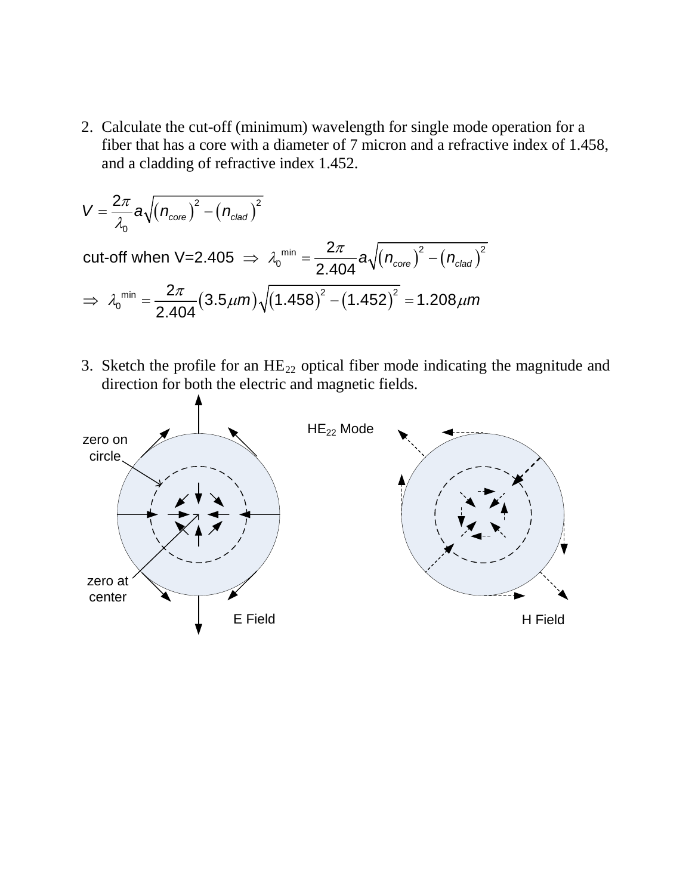2. Calculate the cut-off (minimum) wavelength for single mode operation for a fiber that has a core with a diameter of 7 micron and a refractive index of 1.458, and a cladding of refractive index 1.452.

$$V = \frac{2\pi}{\lambda_0} a \sqrt{(n_{core})^2 - (n_{clad})^2}$$

cut-off when V=2.405 $\Rightarrow \lambda_0^{\min} = \frac{2\pi}{2.404} a \sqrt{(n_{core})^2 - (n_{clad})^2}$

$$\Rightarrow \lambda_0^{\min} = \frac{2\pi}{2.404} (3.5\mu m) \sqrt{(1.458)^2 - (1.452)^2} = 1.208\mu m$$

3. Sketch the profile for an $HE_{22}$ optical fiber mode indicating the magnitude and direction for both the electric and magnetic fields.

$HE_{22}$ Mode

zero on circle

zero at center

E Field

H Field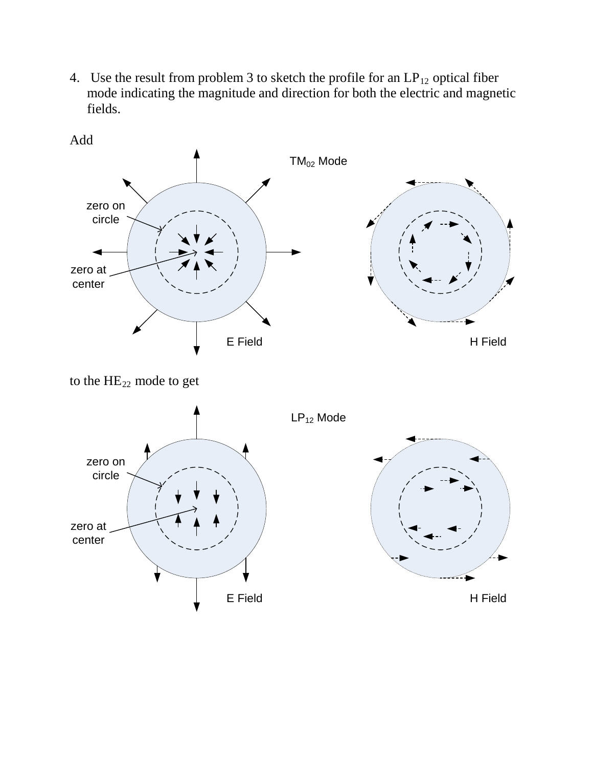4. Use the result from problem 3 to sketch the profile for an $LP_{12}$ optical fiber mode indicating the magnitude and direction for both the electric and magnetic fields.

Add

$TM_{02}$ Mode

zero on circle

zero at center

E Field

H Field

to the $HE_{22}$ mode to get

$LP_{12}$ Mode

zero on circle

zero at center

E Field

H Field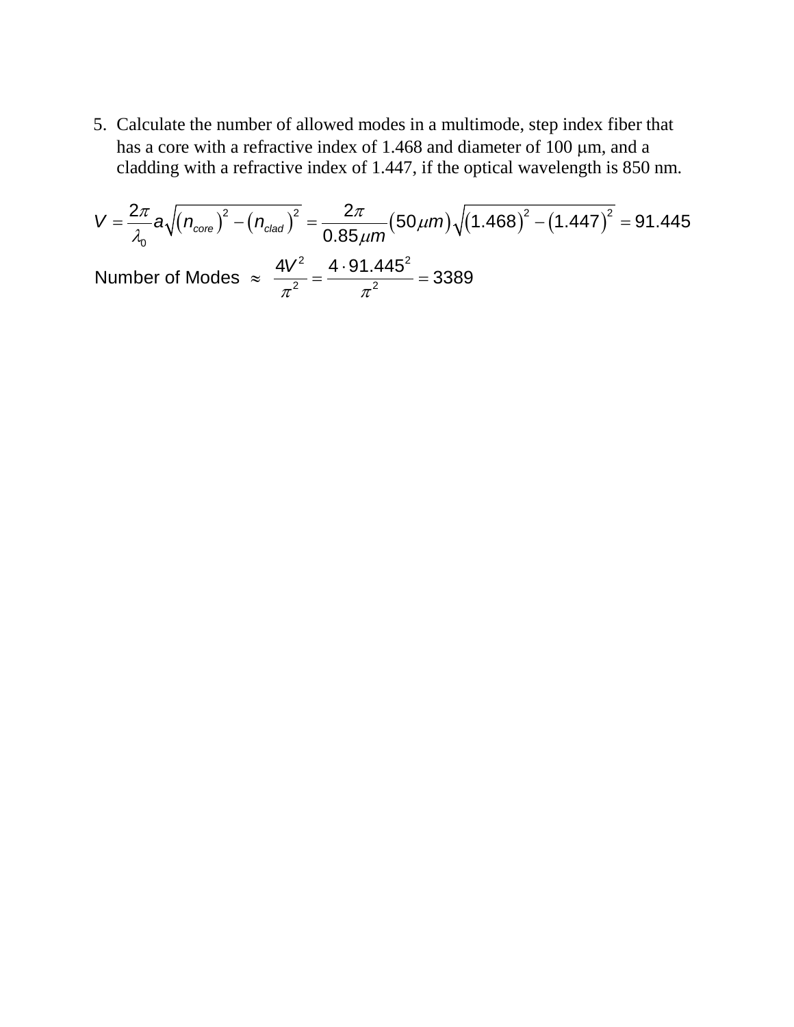5. Calculate the number of allowed modes in a multimode, step index fiber that has a core with a refractive index of 1.468 and diameter of 100 μm, and a cladding with a refractive index of 1.447, if the optical wavelength is 850 nm.

$$V = \frac{2\pi}{\lambda_0} a \sqrt{\left(n_{core}\right)^2 - \left(n_{clad}\right)^2} = \frac{2\pi}{0.85\mu m}\left(50\mu m\right)\sqrt{\left(1.468\right)^2 - \left(1.447\right)^2} = 91.445$$

$$\text{Number of Modes} \approx \frac{4V^2}{\pi^2} = \frac{4 \cdot 91.445^2}{\pi^2} = 3389$$